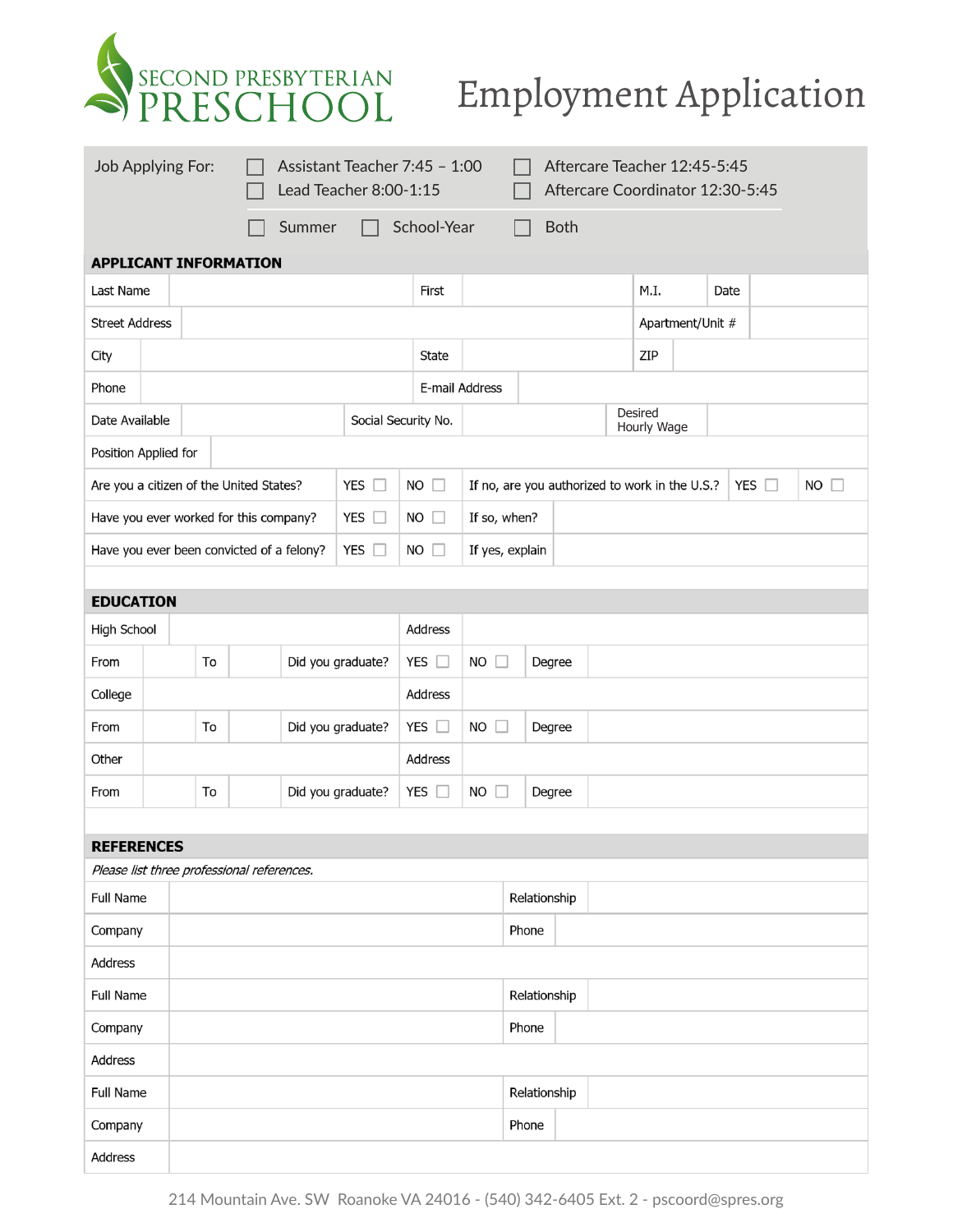SECOND PRESBYTERIAN PRESCHOOL

# Employment Application

Job Applying For:

- ☐ Assistant Teacher 7:45 – 1:00
- ☐ Lead Teacher 8:00-1:15
- ☐ Aftercare Teacher 12:45-5:45
- ☐ Aftercare Coordinator 12:30-5:45

☐ Summer ☐ School-Year ☐ Both

## APPLICANT INFORMATION

| Last Name | | First | | M.I. | | Date | |
|---|---|---|---|---|---|---|---|
| Street Address | | | | Apartment/Unit # | | | |
| City | | State | | ZIP | | | |
| Phone | | E-mail Address | | | | | |
| Date Available | | Social Security No. | | Desired Hourly Wage | | | |
| Position Applied for | | | | | | | |

| | | | | | |
|---|---|---|---|---|---|
| Are you a citizen of the United States? | YES ☐ | NO ☐ | If no, are you authorized to work in the U.S.? | YES ☐ | NO ☐ |
| Have you ever worked for this company? | YES ☐ | NO ☐ | If so, when? | | |
| Have you ever been convicted of a felony? | YES ☐ | NO ☐ | If yes, explain | | |

## EDUCATION

| | | | | | | | |
|---|---|---|---|---|---|---|---|
| High School | | | | Address | | | |
| From | | To | Did you graduate? | YES ☐ | NO ☐ | Degree | |
| College | | | | Address | | | |
| From | | To | Did you graduate? | YES ☐ | NO ☐ | Degree | |
| Other | | | | Address | | | |
| From | | To | Did you graduate? | YES ☐ | NO ☐ | Degree | |

## REFERENCES

*Please list three professional references.*

| | | | |
|---|---|---|---|
| Full Name | | Relationship | |
| Company | | Phone | |
| Address | | | |
| Full Name | | Relationship | |
| Company | | Phone | |
| Address | | | |
| Full Name | | Relationship | |
| Company | | Phone | |
| Address | | | |

214 Mountain Ave. SW Roanoke VA 24016 - (540) 342-6405 Ext. 2 - pscoord@spres.org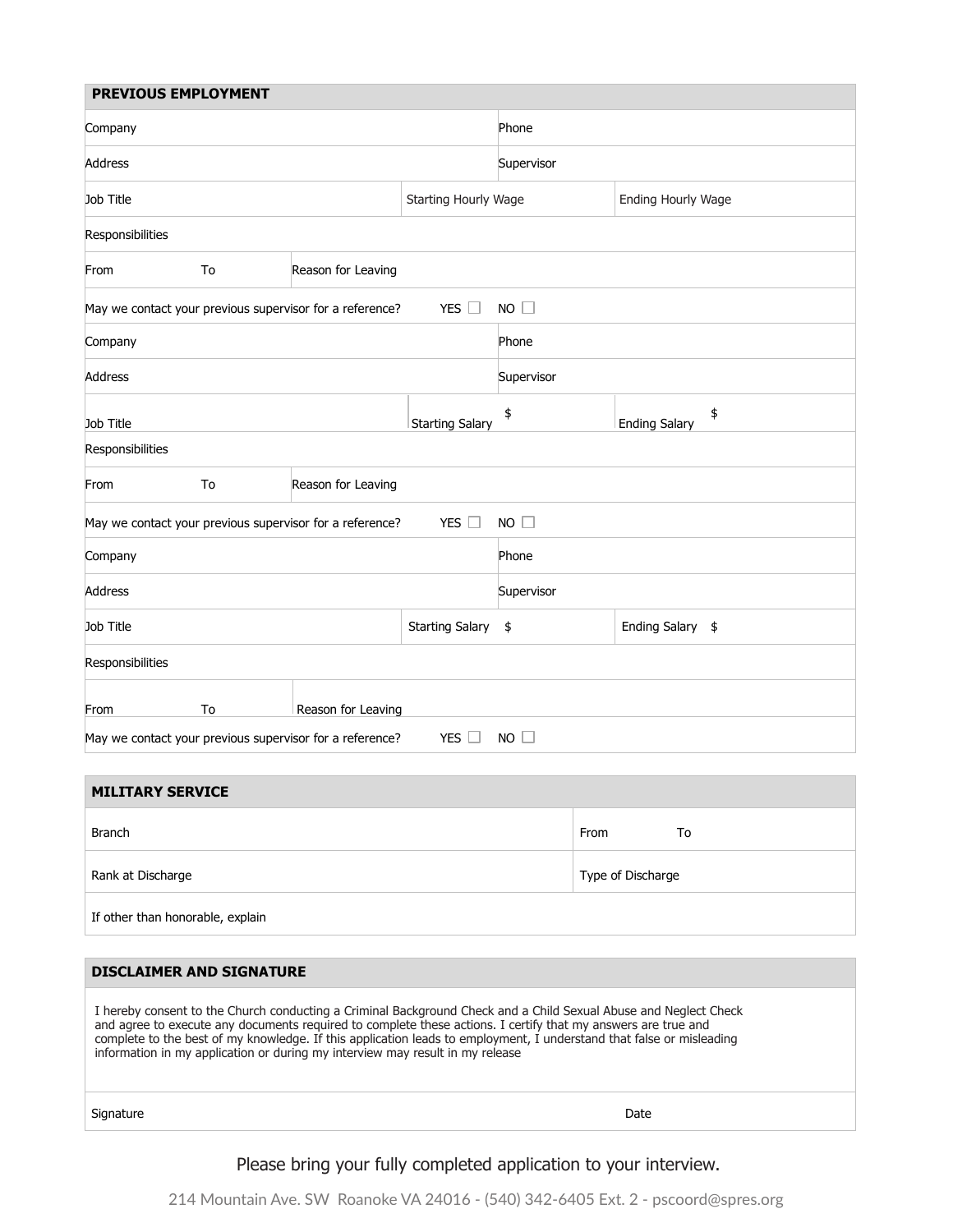## PREVIOUS EMPLOYMENT

| | | | | |
|---|---|---|---|---|
| Company | | | Phone | |
| Address | | | Supervisor | |
| Job Title | | Starting Hourly Wage | | Ending Hourly Wage |
| Responsibilities | | | | |
| From | To | Reason for Leaving | | |
| May we contact your previous supervisor for a reference? | | YES ☐ | NO ☐ | |
| Company | | | Phone | |
| Address | | | Supervisor | |
| Job Title | | Starting Salary | $ | Ending Salary $ |
| Responsibilities | | | | |
| From | To | Reason for Leaving | | |
| May we contact your previous supervisor for a reference? | | YES ☐ | NO ☐ | |
| Company | | | Phone | |
| Address | | | Supervisor | |
| Job Title | | Starting Salary | $ | Ending Salary $ |
| Responsibilities | | | | |
| From | To | Reason for Leaving | | |
| May we contact your previous supervisor for a reference? | | YES ☐ | NO ☐ | |

## MILITARY SERVICE

| | |
|---|---|
| Branch | From To |
| Rank at Discharge | Type of Discharge |
| If other than honorable, explain | |

## DISCLAIMER AND SIGNATURE

I hereby consent to the Church conducting a Criminal Background Check and a Child Sexual Abuse and Neglect Check and agree to execute any documents required to complete these actions. I certify that my answers are true and complete to the best of my knowledge. If this application leads to employment, I understand that false or misleading information in my application or during my interview may result in my release

| | |
|---|---|
| Signature | Date |

Please bring your fully completed application to your interview.

214 Mountain Ave. SW Roanoke VA 24016 - (540) 342-6405 Ext. 2 - pscoord@spres.org